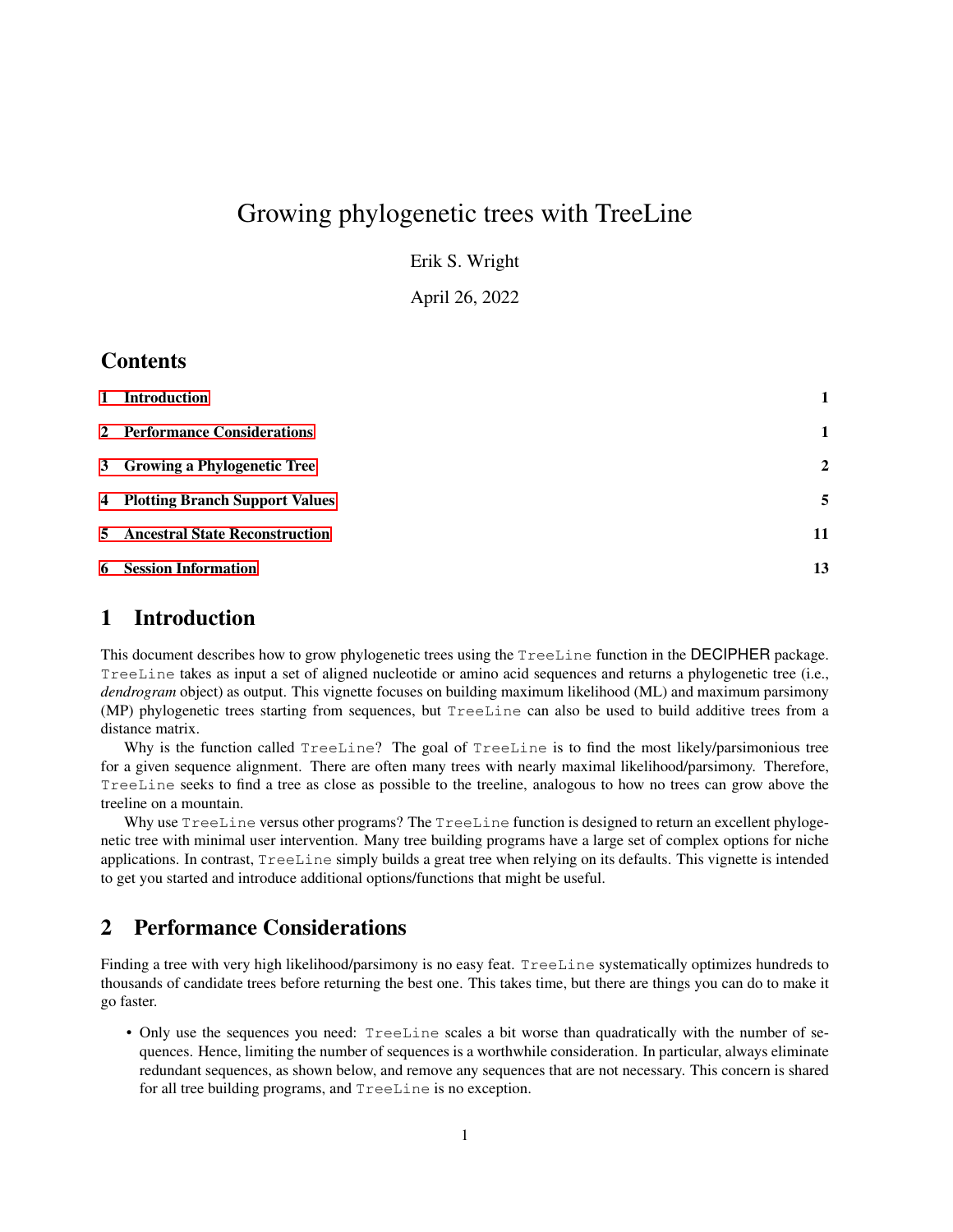# Growing phylogenetic trees with TreeLine

Erik S. Wright

April 26, 2022

## Contents

| | |
|---|---|
| 1 Introduction | 1 |
| 2 Performance Considerations | 1 |
| 3 Growing a Phylogenetic Tree | 2 |
| 4 Plotting Branch Support Values | 5 |
| 5 Ancestral State Reconstruction | 11 |
| 6 Session Information | 13 |

## 1 Introduction

This document describes how to grow phylogenetic trees using the `TreeLine` function in the DECIPHER package. `TreeLine` takes as input a set of aligned nucleotide or amino acid sequences and returns a phylogenetic tree (i.e., *dendrogram* object) as output. This vignette focuses on building maximum likelihood (ML) and maximum parsimony (MP) phylogenetic trees starting from sequences, but `TreeLine` can also be used to build additive trees from a distance matrix.

Why is the function called `TreeLine`? The goal of `TreeLine` is to find the most likely/parsimonious tree for a given sequence alignment. There are often many trees with nearly maximal likelihood/parsimony. Therefore, `TreeLine` seeks to find a tree as close as possible to the treeline, analogous to how no trees can grow above the treeline on a mountain.

Why use `TreeLine` versus other programs? The `TreeLine` function is designed to return an excellent phylogenetic tree with minimal user intervention. Many tree building programs have a large set of complex options for niche applications. In contrast, `TreeLine` simply builds a great tree when relying on its defaults. This vignette is intended to get you started and introduce additional options/functions that might be useful.

## 2 Performance Considerations

Finding a tree with very high likelihood/parsimony is no easy feat. `TreeLine` systematically optimizes hundreds to thousands of candidate trees before returning the best one. This takes time, but there are things you can do to make it go faster.

- Only use the sequences you need: `TreeLine` scales a bit worse than quadratically with the number of sequences. Hence, limiting the number of sequences is a worthwhile consideration. In particular, always eliminate redundant sequences, as shown below, and remove any sequences that are not necessary. This concern is shared for all tree building programs, and `TreeLine` is no exception.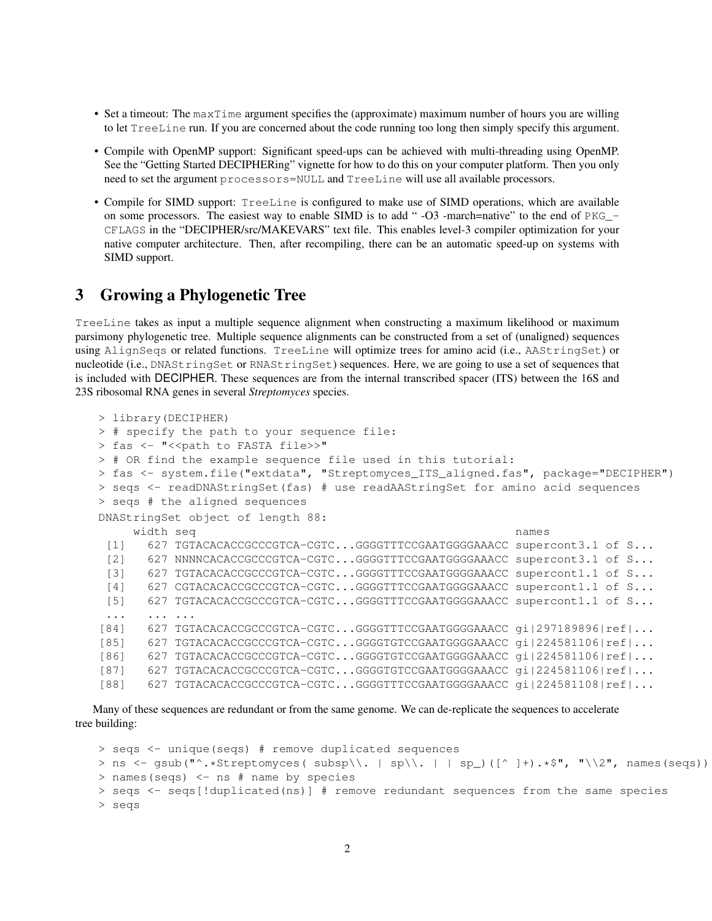- Set a timeout: The `maxTime` argument specifies the (approximate) maximum number of hours you are willing to let `TreeLine` run. If you are concerned about the code running too long then simply specify this argument.
- Compile with OpenMP support: Significant speed-ups can be achieved with multi-threading using OpenMP. See the "Getting Started DECIPHERing" vignette for how to do this on your computer platform. Then you only need to set the argument `processors=NULL` and `TreeLine` will use all available processors.
- Compile for SIMD support: `TreeLine` is configured to make use of SIMD operations, which are available on some processors. The easiest way to enable SIMD is to add " -O3 -march=native" to the end of `PKG_CFLAGS` in the "DECIPHER/src/MAKEVARS" text file. This enables level-3 compiler optimization for your native computer architecture. Then, after recompiling, there can be an automatic speed-up on systems with SIMD support.

## 3 Growing a Phylogenetic Tree

`TreeLine` takes as input a multiple sequence alignment when constructing a maximum likelihood or maximum parsimony phylogenetic tree. Multiple sequence alignments can be constructed from a set of (unaligned) sequences using `AlignSeqs` or related functions. `TreeLine` will optimize trees for amino acid (i.e., `AAStringSet`) or nucleotide (i.e., `DNAStringSet` or `RNAStringSet`) sequences. Here, we are going to use a set of sequences that is included with DECIPHER. These sequences are from the internal transcribed spacer (ITS) between the 16S and 23S ribosomal RNA genes in several *Streptomyces* species.

```
> library(DECIPHER)
> # specify the path to your sequence file:
> fas <- "<<path to FASTA file>>"
> # OR find the example sequence file used in this tutorial:
> fas <- system.file("extdata", "Streptomyces_ITS_aligned.fas", package="DECIPHER")
> seqs <- readDNAStringSet(fas) # use readAAStringSet for amino acid sequences
> seqs # the aligned sequences
DNAStringSet object of length 88:
     width seq                                               names
 [1]   627 TGTACACACCGCCCGTCA-CGTC...GGGGTTTCCGAATGGGGAAACC supercont3.1 of S...
 [2]   627 NNNNCACACCGCCCGTCA-CGTC...GGGGTTTCCGAATGGGGAAACC supercont3.1 of S...
 [3]   627 TGTACACACCGCCCGTCA-CGTC...GGGGTTTCCGAATGGGGAAACC supercont1.1 of S...
 [4]   627 CGTACACACCGCCCGTCA-CGTC...GGGGTTTCCGAATGGGGAAACC supercont1.1 of S...
 [5]   627 TGTACACACCGCCCGTCA-CGTC...GGGGTTTCCGAATGGGGAAACC supercont1.1 of S...
 ...   ... ...
[84]   627 TGTACACACCGCCCGTCA-CGTC...GGGGTTTCCGAATGGGGAAACC gi|297189896|ref|...
[85]   627 TGTACACACCGCCCGTCA-CGTC...GGGGTGTCCGAATGGGGAAACC gi|224581106|ref|...
[86]   627 TGTACACACCGCCCGTCA-CGTC...GGGGTGTCCGAATGGGGAAACC gi|224581106|ref|...
[87]   627 TGTACACACCGCCCGTCA-CGTC...GGGGTGTCCGAATGGGGAAACC gi|224581106|ref|...
[88]   627 TGTACACACCGCCCGTCA-CGTC...GGGGTTTCCGAATGGGGAAACC gi|224581108|ref|...
```

Many of these sequences are redundant or from the same genome. We can de-replicate the sequences to accelerate tree building:

```
> seqs <- unique(seqs) # remove duplicated sequences
> ns <- gsub("^.*Streptomyces( subsp\\. | sp\\. | | sp_)([^ ]+).*$", "\\2", names(seqs))
> names(seqs) <- ns # name by species
> seqs <- seqs[!duplicated(ns)] # remove redundant sequences from the same species
> seqs
```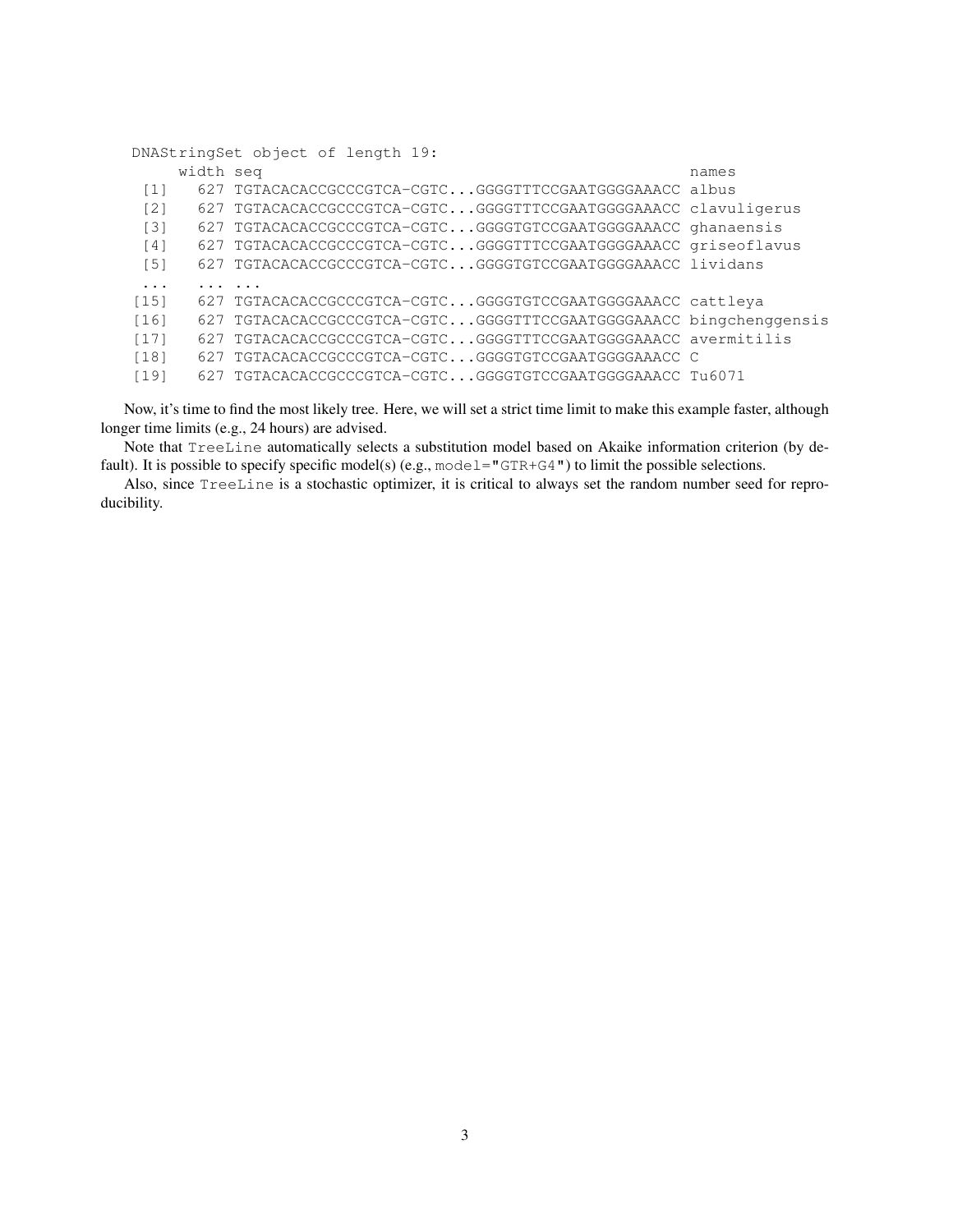```
DNAStringSet object of length 19:
     width seq                                                names
 [1]   627 TGTACACACCGCCCGTCA-CGTC...GGGGTTTCCGAATGGGGAAACC albus
 [2]   627 TGTACACACCGCCCGTCA-CGTC...GGGGTTTCCGAATGGGGAAACC clavuligerus
 [3]   627 TGTACACACCGCCCGTCA-CGTC...GGGGTGTCCGAATGGGGAAACC ghanaensis
 [4]   627 TGTACACACCGCCCGTCA-CGTC...GGGGTTTCCGAATGGGGAAACC griseoflavus
 [5]   627 TGTACACACCGCCCGTCA-CGTC...GGGGTGTCCGAATGGGGAAACC lividans
 ...   ... ...
[15]   627 TGTACACACCGCCCGTCA-CGTC...GGGGTGTCCGAATGGGGAAACC cattleya
[16]   627 TGTACACACCGCCCGTCA-CGTC...GGGGTTTCCGAATGGGGAAACC bingchenggensis
[17]   627 TGTACACACCGCCCGTCA-CGTC...GGGGTTTCCGAATGGGGAAACC avermitilis
[18]   627 TGTACACACCGCCCGTCA-CGTC...GGGGTGTCCGAATGGGGAAACC C
[19]   627 TGTACACACCGCCCGTCA-CGTC...GGGGTGTCCGAATGGGGAAACC Tu6071
```

Now, it's time to find the most likely tree. Here, we will set a strict time limit to make this example faster, although longer time limits (e.g., 24 hours) are advised.

Note that `TreeLine` automatically selects a substitution model based on Akaike information criterion (by default). It is possible to specify specific model(s) (e.g., `model="GTR+G4"`) to limit the possible selections.

Also, since `TreeLine` is a stochastic optimizer, it is critical to always set the random number seed for reproducibility.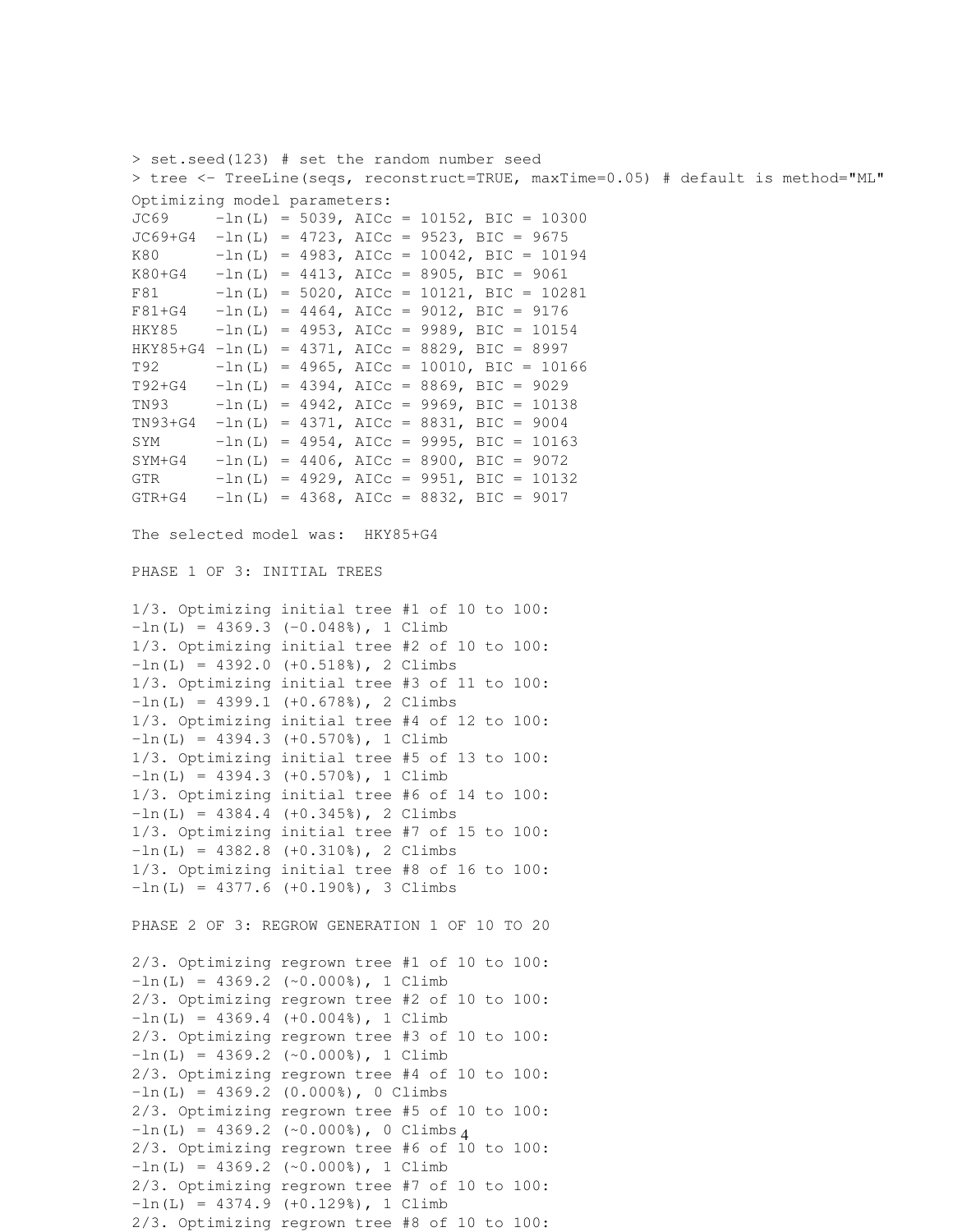```
> set.seed(123) # set the random number seed
> tree <- TreeLine(seqs, reconstruct=TRUE, maxTime=0.05) # default is method="ML"
Optimizing model parameters:
JC69     -ln(L) = 5039, AICc = 10152, BIC = 10300
JC69+G4  -ln(L) = 4723, AICc = 9523, BIC = 9675
K80      -ln(L) = 4983, AICc = 10042, BIC = 10194
K80+G4   -ln(L) = 4413, AICc = 8905, BIC = 9061
F81      -ln(L) = 5020, AICc = 10121, BIC = 10281
F81+G4   -ln(L) = 4464, AICc = 9012, BIC = 9176
HKY85    -ln(L) = 4953, AICc = 9989, BIC = 10154
HKY85+G4 -ln(L) = 4371, AICc = 8829, BIC = 8997
T92      -ln(L) = 4965, AICc = 10010, BIC = 10166
T92+G4   -ln(L) = 4394, AICc = 8869, BIC = 9029
TN93     -ln(L) = 4942, AICc = 9969, BIC = 10138
TN93+G4  -ln(L) = 4371, AICc = 8831, BIC = 9004
SYM      -ln(L) = 4954, AICc = 9995, BIC = 10163
SYM+G4   -ln(L) = 4406, AICc = 8900, BIC = 9072
GTR      -ln(L) = 4929, AICc = 9951, BIC = 10132
GTR+G4   -ln(L) = 4368, AICc = 8832, BIC = 9017

The selected model was:  HKY85+G4

PHASE 1 OF 3: INITIAL TREES

1/3. Optimizing initial tree #1 of 10 to 100:
-ln(L) = 4369.3 (-0.048%), 1 Climb
1/3. Optimizing initial tree #2 of 10 to 100:
-ln(L) = 4392.0 (+0.518%), 2 Climbs
1/3. Optimizing initial tree #3 of 11 to 100:
-ln(L) = 4399.1 (+0.678%), 2 Climbs
1/3. Optimizing initial tree #4 of 12 to 100:
-ln(L) = 4394.3 (+0.570%), 1 Climb
1/3. Optimizing initial tree #5 of 13 to 100:
-ln(L) = 4394.3 (+0.570%), 1 Climb
1/3. Optimizing initial tree #6 of 14 to 100:
-ln(L) = 4384.4 (+0.345%), 2 Climbs
1/3. Optimizing initial tree #7 of 15 to 100:
-ln(L) = 4382.8 (+0.310%), 2 Climbs
1/3. Optimizing initial tree #8 of 16 to 100:
-ln(L) = 4377.6 (+0.190%), 3 Climbs

PHASE 2 OF 3: REGROW GENERATION 1 OF 10 TO 20

2/3. Optimizing regrown tree #1 of 10 to 100:
-ln(L) = 4369.2 (~0.000%), 1 Climb
2/3. Optimizing regrown tree #2 of 10 to 100:
-ln(L) = 4369.4 (+0.004%), 1 Climb
2/3. Optimizing regrown tree #3 of 10 to 100:
-ln(L) = 4369.2 (~0.000%), 1 Climb
2/3. Optimizing regrown tree #4 of 10 to 100:
-ln(L) = 4369.2 (0.000%), 0 Climbs
2/3. Optimizing regrown tree #5 of 10 to 100:
-ln(L) = 4369.2 (~0.000%), 0 Climbs
2/3. Optimizing regrown tree #6 of 10 to 100:
-ln(L) = 4369.2 (~0.000%), 1 Climb
2/3. Optimizing regrown tree #7 of 10 to 100:
-ln(L) = 4374.9 (+0.129%), 1 Climb
2/3. Optimizing regrown tree #8 of 10 to 100:
```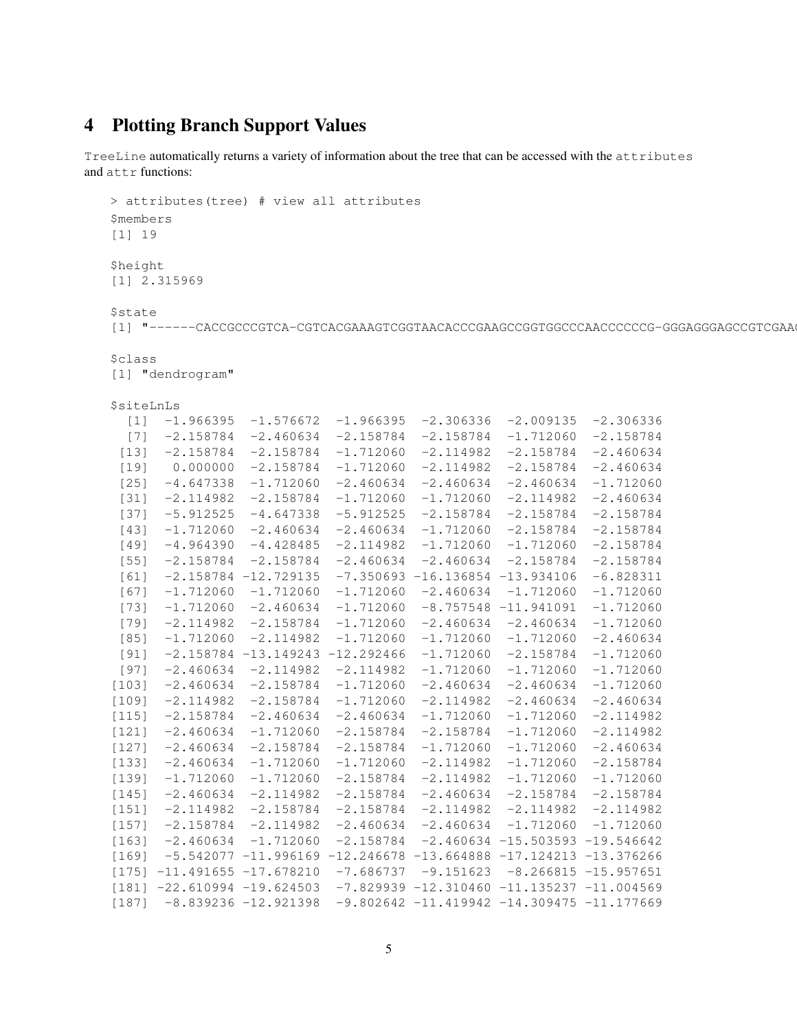## 4 Plotting Branch Support Values

TreeLine automatically returns a variety of information about the tree that can be accessed with the attributes and attr functions:

```
> attributes(tree) # view all attributes
$members
[1] 19

$height
[1] 2.315969

$state
[1] "------CACCGCCCGTCA-CGTCACGAAAGTCGGTAACACCCGAAGCCGGTGGCCCAACCCCCCG-GGGAGGGAGCCGTCGAA

$class
[1] "dendrogram"

$siteLnLs
  [1]  -1.966395  -1.576672  -1.966395  -2.306336  -2.009135  -2.306336
  [7]  -2.158784  -2.460634  -2.158784  -2.158784  -1.712060  -2.158784
 [13]  -2.158784  -2.158784  -1.712060  -2.114982  -2.158784  -2.460634
 [19]   0.000000  -2.158784  -1.712060  -2.114982  -2.158784  -2.460634
 [25]  -4.647338  -1.712060  -2.460634  -2.460634  -2.460634  -1.712060
 [31]  -2.114982  -2.158784  -1.712060  -1.712060  -2.114982  -2.460634
 [37]  -5.912525  -4.647338  -5.912525  -2.158784  -2.158784  -2.158784
 [43]  -1.712060  -2.460634  -2.460634  -1.712060  -2.158784  -2.158784
 [49]  -4.964390  -4.428485  -2.114982  -1.712060  -1.712060  -2.158784
 [55]  -2.158784  -2.158784  -2.460634  -2.460634  -2.460634  -2.158784
 [61]  -2.158784 -12.729135  -7.350693 -16.136854 -13.934106  -6.828311
 [67]  -1.712060  -1.712060  -1.712060  -2.460634  -1.712060  -1.712060
 [73]  -1.712060  -2.460634  -1.712060  -8.757548 -11.941091  -1.712060
 [79]  -2.114982  -2.158784  -1.712060  -2.460634  -2.460634  -1.712060
 [85]  -1.712060  -2.114982  -1.712060  -1.712060  -1.712060  -2.460634
 [91]  -2.158784 -13.149243 -12.292466  -1.712060  -2.158784  -1.712060
 [97]  -2.460634  -2.114982  -2.114982  -1.712060  -1.712060  -1.712060
[103]  -2.460634  -2.158784  -1.712060  -2.460634  -2.460634  -1.712060
[109]  -2.114982  -2.158784  -1.712060  -2.114982  -2.460634  -2.460634
[115]  -2.158784  -2.460634  -2.460634  -1.712060  -1.712060  -2.114982
[121]  -2.460634  -1.712060  -2.158784  -2.158784  -1.712060  -2.114982
[127]  -2.460634  -2.158784  -2.158784  -1.712060  -1.712060  -2.460634
[133]  -2.460634  -1.712060  -1.712060  -2.114982  -1.712060  -2.158784
[139]  -1.712060  -1.712060  -2.158784  -2.114982  -1.712060  -1.712060
[145]  -2.460634  -2.114982  -2.158784  -2.460634  -2.158784  -2.158784
[151]  -2.114982  -2.158784  -2.158784  -2.114982  -2.114982  -2.114982
[157]  -2.158784  -2.114982  -2.460634  -2.460634  -1.712060  -1.712060
[163]  -2.460634  -1.712060  -2.158784  -2.460634 -15.503593 -19.546642
[169]  -5.542077 -11.996169 -12.246678 -13.664888 -17.124213 -13.376266
[175] -11.491655 -17.678210  -7.686737  -9.151623  -8.266815 -15.957651
[181] -22.610994 -19.624503  -7.829939 -12.310460 -11.135237 -11.004569
[187]  -8.839236 -12.921398  -9.802642 -11.419942 -14.309475 -11.177669
```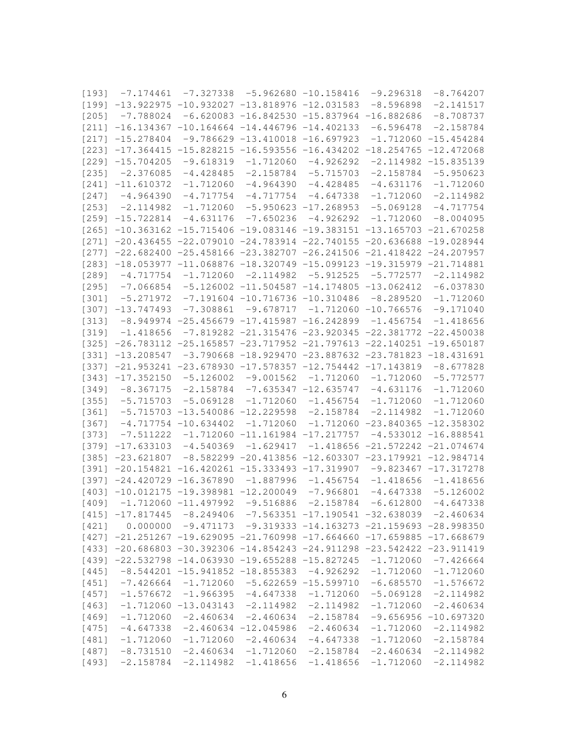```
[193]  -7.174461  -7.327338  -5.962680 -10.158416  -9.296318  -8.764207
[199] -13.922975 -10.932027 -13.818976 -12.031583  -8.596898  -2.141517
[205]  -7.788024  -6.620083 -16.842530 -15.837964 -16.882686  -8.708737
[211] -16.134367 -10.164664 -14.446796 -14.402133  -6.596478  -2.158784
[217] -15.278404  -9.786629 -13.410018 -16.697923  -1.712060 -15.454284
[223] -17.364415 -15.828215 -16.593556 -16.434202 -18.254765 -12.472068
[229] -15.704205  -9.618319  -1.712060  -4.926292  -2.114982 -15.835139
[235]  -2.376085  -4.428485  -2.158784  -5.715703  -2.158784  -5.950623
[241] -11.610372  -1.712060  -4.964390  -4.428485  -4.631176  -1.712060
[247]  -4.964390  -4.717754  -4.717754  -4.647338  -1.712060  -2.114982
[253]  -2.114982  -1.712060  -5.950623 -17.268953  -5.069128  -4.717754
[259] -15.722814  -4.631176  -7.650236  -4.926292  -1.712060  -8.004095
[265] -10.363162 -15.715406 -19.083146 -19.383151 -13.165703 -21.670258
[271] -20.436455 -22.079010 -24.783914 -22.740155 -20.636688 -19.028944
[277] -22.682400 -25.458166 -23.382707 -26.241506 -21.418422 -24.207957
[283] -18.053977 -11.068876 -18.320749 -15.099123 -19.315979 -21.714881
[289]  -4.717754  -1.712060  -2.114982  -5.912525  -5.772577  -2.114982
[295]  -7.066854  -5.126002 -11.504587 -14.174805 -13.062412  -6.037830
[301]  -5.271972  -7.191604 -10.716736 -10.310486  -8.289520  -1.712060
[307] -13.747493  -7.308861  -9.678717  -1.712060 -10.766576  -9.171040
[313]  -8.949974 -25.456679 -17.415987 -16.242899  -1.456754  -1.418656
[319]  -1.418656  -7.819282 -21.315476 -23.920345 -22.381772 -22.450038
[325] -26.783112 -25.165857 -23.717952 -21.797613 -22.140251 -19.650187
[331] -13.208547  -3.790668 -18.929470 -23.887632 -23.781823 -18.431691
[337] -21.953241 -23.678930 -17.578357 -12.754442 -17.143819  -8.677828
[343] -17.352150  -5.126002  -9.001562  -1.712060  -1.712060  -5.772577
[349]  -8.367175  -2.158784  -7.635347 -12.635747  -4.631176  -1.712060
[355]  -5.715703  -5.069128  -1.712060  -1.456754  -1.712060  -1.712060
[361]  -5.715703 -13.540086 -12.229598  -2.158784  -2.114982  -1.712060
[367]  -4.717754 -10.634402  -1.712060  -1.712060 -23.840365 -12.358302
[373]  -7.511222  -1.712060 -11.161984 -17.217757  -4.533012 -16.888541
[379] -17.633103  -4.540369  -1.629417  -1.418656 -21.572242 -21.074674
[385] -23.621807  -8.582299 -20.413856 -12.603307 -23.179921 -12.984714
[391] -20.154821 -16.420261 -15.333493 -17.319907  -9.823467 -17.317278
[397] -24.420729 -16.367890  -1.887996  -1.456754  -1.418656  -1.418656
[403] -10.012175 -19.398981 -12.200049  -7.966801  -4.647338  -5.126002
[409]  -1.712060 -11.497992  -9.516886  -2.158784  -6.612800  -4.647338
[415] -17.817445  -8.249406  -7.563351 -17.190541 -32.638039  -2.460634
[421]   0.000000  -9.471173  -9.319333 -14.163273 -21.159693 -28.998350
[427] -21.251267 -19.629095 -21.760998 -17.664660 -17.659885 -17.668679
[433] -20.686803 -30.392306 -14.854243 -24.911298 -23.542422 -23.911419
[439] -22.532798 -14.063930 -19.655288 -15.827245  -1.712060  -7.426664
[445]  -8.544201 -15.941852 -18.855383  -4.926292  -1.712060  -1.712060
[451]  -7.426664  -1.712060  -5.622659 -15.599710  -6.685570  -1.576672
[457]  -1.576672  -1.966395  -4.647338  -1.712060  -5.069128  -2.114982
[463]  -1.712060 -13.043143  -2.114982  -2.114982  -1.712060  -2.460634
[469]  -1.712060  -2.460634  -2.460634  -2.158784  -9.656956 -10.697320
[475]  -4.647338  -2.460634 -12.045986  -2.460634  -1.712060  -2.114982
[481]  -1.712060  -1.712060  -2.460634  -4.647338  -1.712060  -2.158784
[487]  -8.731510  -2.460634  -1.712060  -2.158784  -2.460634  -2.114982
[493]  -2.158784  -2.114982  -1.418656  -1.418656  -1.712060  -2.114982
```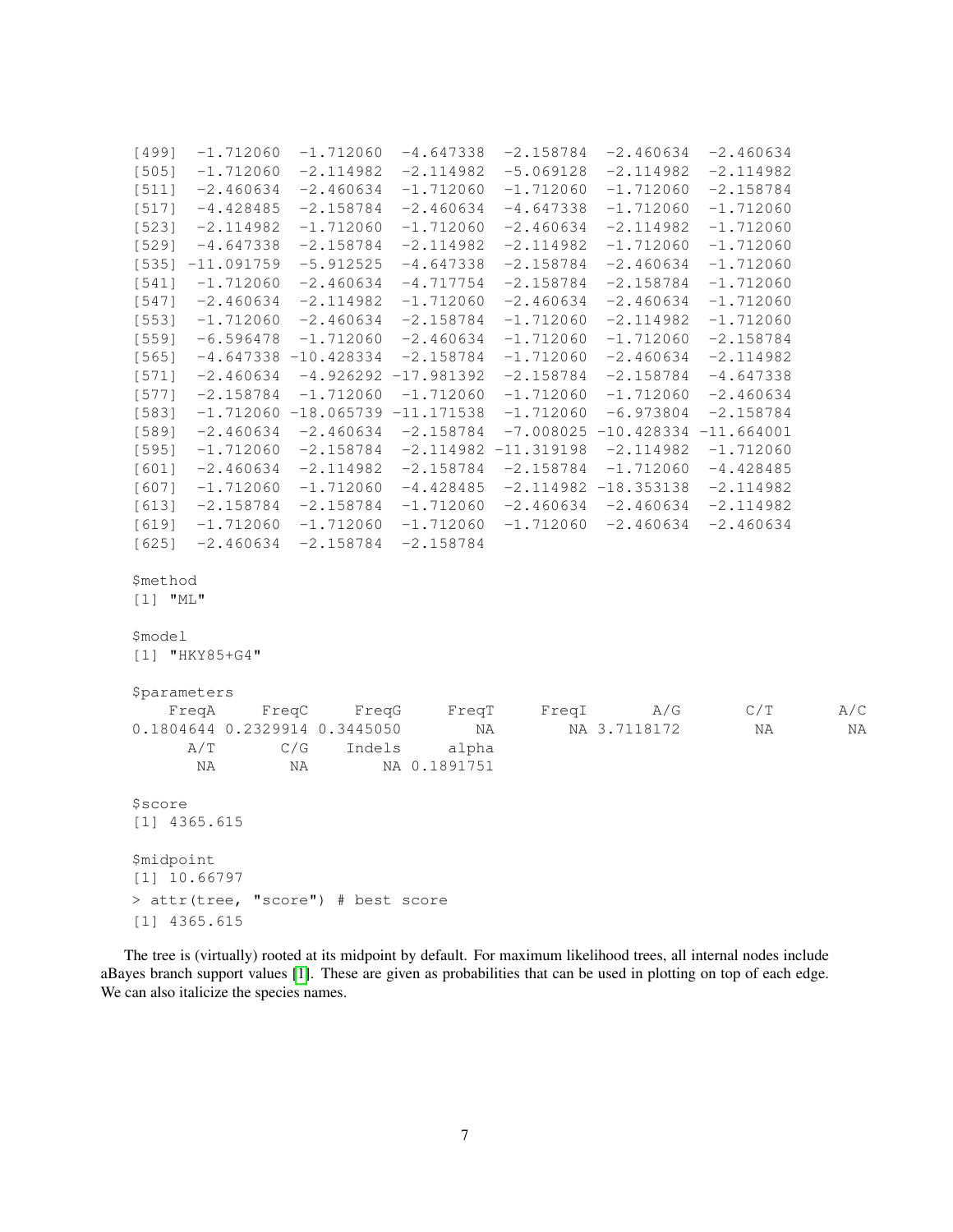```
[499]  -1.712060  -1.712060  -4.647338  -2.158784  -2.460634  -2.460634
[505]  -1.712060  -2.114982  -2.114982  -5.069128  -2.114982  -2.114982
[511]  -2.460634  -2.460634  -1.712060  -1.712060  -1.712060  -2.158784
[517]  -4.428485  -2.158784  -2.460634  -4.647338  -1.712060  -1.712060
[523]  -2.114982  -1.712060  -1.712060  -2.460634  -2.114982  -1.712060
[529]  -4.647338  -2.158784  -2.114982  -2.114982  -1.712060  -1.712060
[535] -11.091759  -5.912525  -4.647338  -2.158784  -2.460634  -1.712060
[541]  -1.712060  -2.460634  -4.717754  -2.158784  -2.158784  -1.712060
[547]  -2.460634  -2.114982  -1.712060  -2.460634  -2.460634  -1.712060
[553]  -1.712060  -2.460634  -2.158784  -1.712060  -2.114982  -1.712060
[559]  -6.596478  -1.712060  -2.460634  -1.712060  -1.712060  -2.158784
[565]  -4.647338 -10.428334  -2.158784  -1.712060  -2.460634  -2.114982
[571]  -2.460634  -4.926292 -17.981392  -2.158784  -2.158784  -4.647338
[577]  -2.158784  -1.712060  -1.712060  -1.712060  -1.712060  -2.460634
[583]  -1.712060 -18.065739 -11.171538  -1.712060  -6.973804  -2.158784
[589]  -2.460634  -2.460634  -2.158784  -7.008025 -10.428334 -11.664001
[595]  -1.712060  -2.158784  -2.114982 -11.319198  -2.114982  -1.712060
[601]  -2.460634  -2.114982  -2.158784  -2.158784  -1.712060  -4.428485
[607]  -1.712060  -1.712060  -4.428485  -2.114982 -18.353138  -2.114982
[613]  -2.158784  -2.158784  -1.712060  -2.460634  -2.460634  -2.114982
[619]  -1.712060  -1.712060  -1.712060  -1.712060  -2.460634  -2.460634
[625]  -2.460634  -2.158784  -2.158784

$method
[1] "ML"

$model
[1] "HKY85+G4"

$parameters
    FreqA     FreqC     FreqG     FreqT     FreqI       A/G       C/T       A/C
0.1804644 0.2329914 0.3445050        NA        NA 3.7118172        NA        NA
      A/T       C/G    Indels     alpha
       NA        NA        NA 0.1891751

$score
[1] 4365.615

$midpoint
[1] 10.66797
> attr(tree, "score") # best score
[1] 4365.615
```

The tree is (virtually) rooted at its midpoint by default. For maximum likelihood trees, all internal nodes include aBayes branch support values [1]. These are given as probabilities that can be used in plotting on top of each edge. We can also italicize the species names.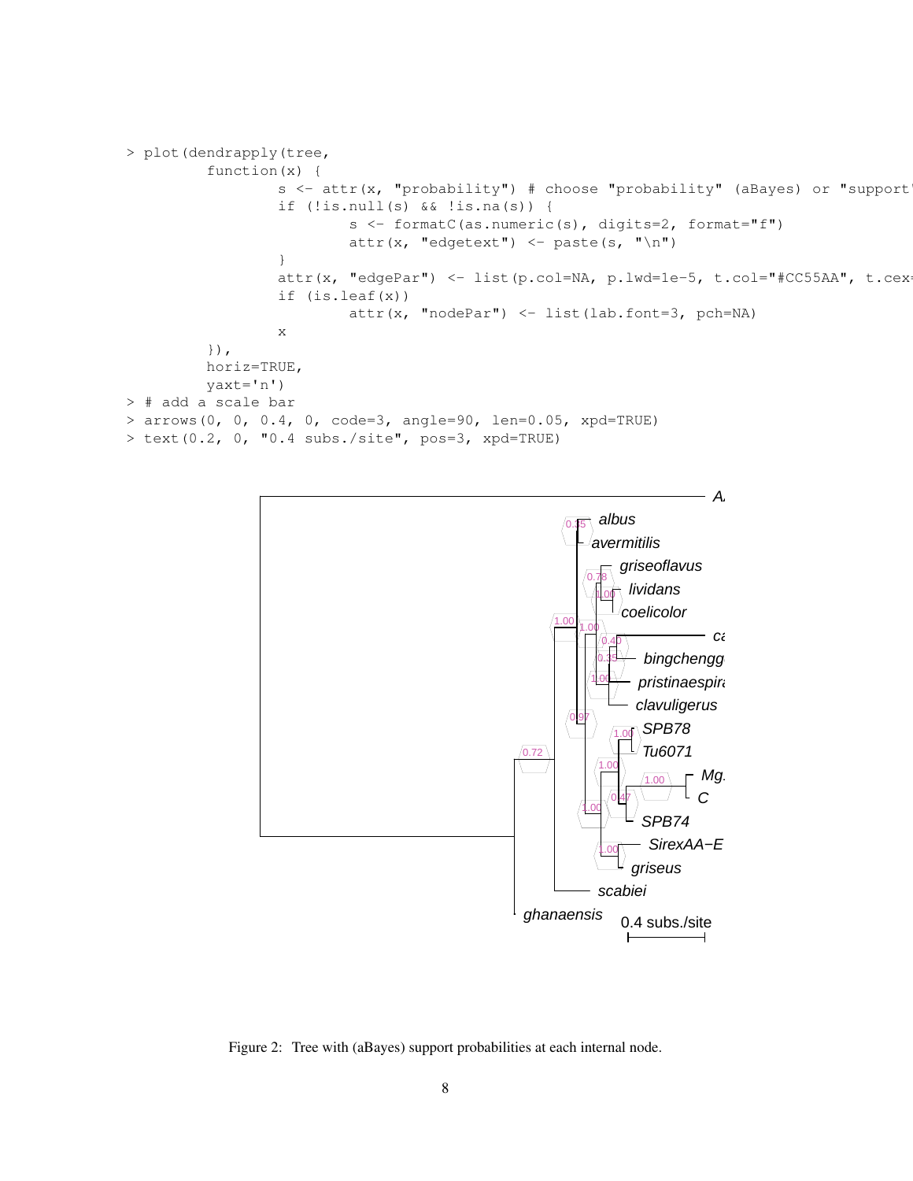```
> plot(dendrapply(tree,
        function(x) {
                s <- attr(x, "probability") # choose "probability" (aBayes) or "support"
                if (!is.null(s) && !is.na(s)) {
                        s <- formatC(as.numeric(s), digits=2, format="f")
                        attr(x, "edgetext") <- paste(s, "\n")
                }
                attr(x, "edgePar") <- list(p.col=NA, p.lwd=1e-5, t.col="#CC55AA", t.cex=
                if (is.leaf(x))
                        attr(x, "nodePar") <- list(lab.font=3, pch=NA)
                x
        }),
        horiz=TRUE,
        yaxt='n')
> # add a scale bar
> arrows(0, 0, 0.4, 0, code=3, angle=90, len=0.05, xpd=TRUE)
> text(0.2, 0, "0.4 subs./site", pos=3, xpd=TRUE)
```

Figure 2: Tree with (aBayes) support probabilities at each internal node.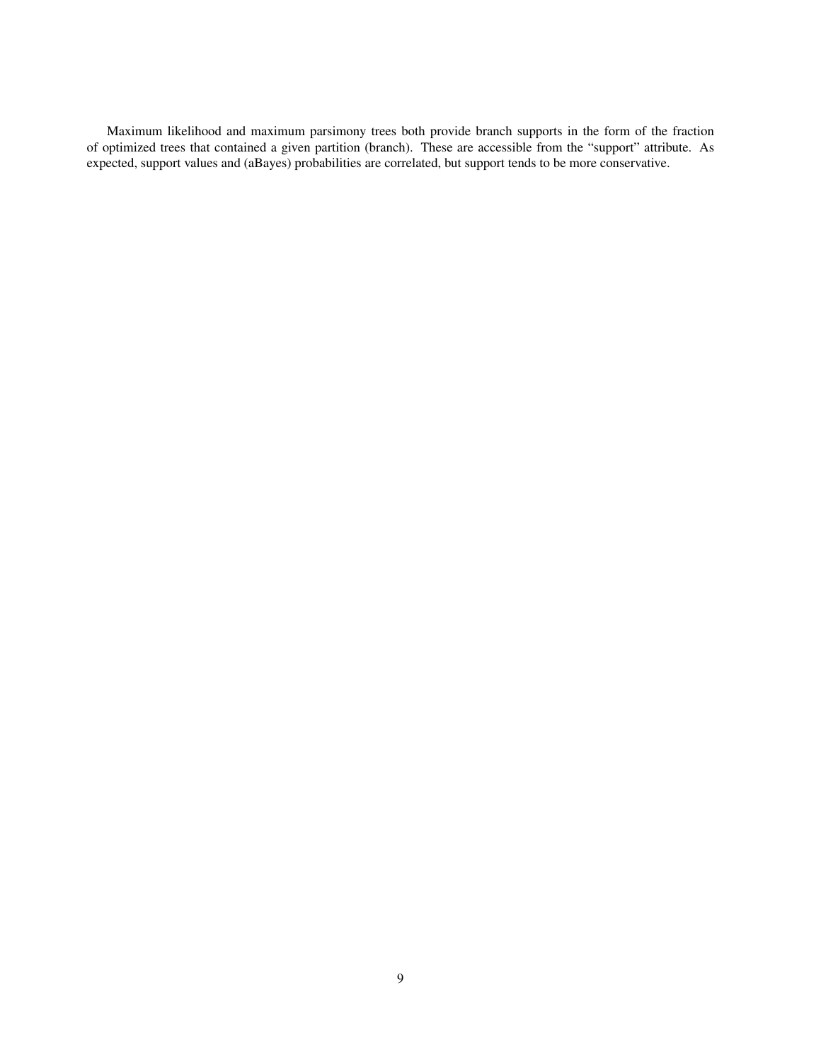Maximum likelihood and maximum parsimony trees both provide branch supports in the form of the fraction of optimized trees that contained a given partition (branch). These are accessible from the "support" attribute. As expected, support values and (aBayes) probabilities are correlated, but support tends to be more conservative.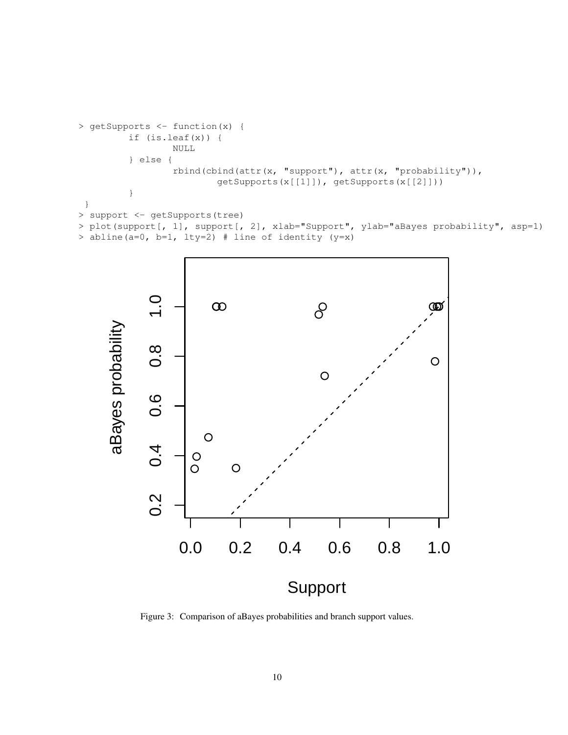```
> getSupports <- function(x) {
        if (is.leaf(x)) {
                NULL
        } else {
                rbind(cbind(attr(x, "support"), attr(x, "probability")),
                        getSupports(x[[1]]), getSupports(x[[2]]))
        }
 }
> support <- getSupports(tree)
> plot(support[, 1], support[, 2], xlab="Support", ylab="aBayes probability", asp=1)
> abline(a=0, b=1, lty=2) # line of identity (y=x)
```

Figure 3: Comparison of aBayes probabilities and branch support values.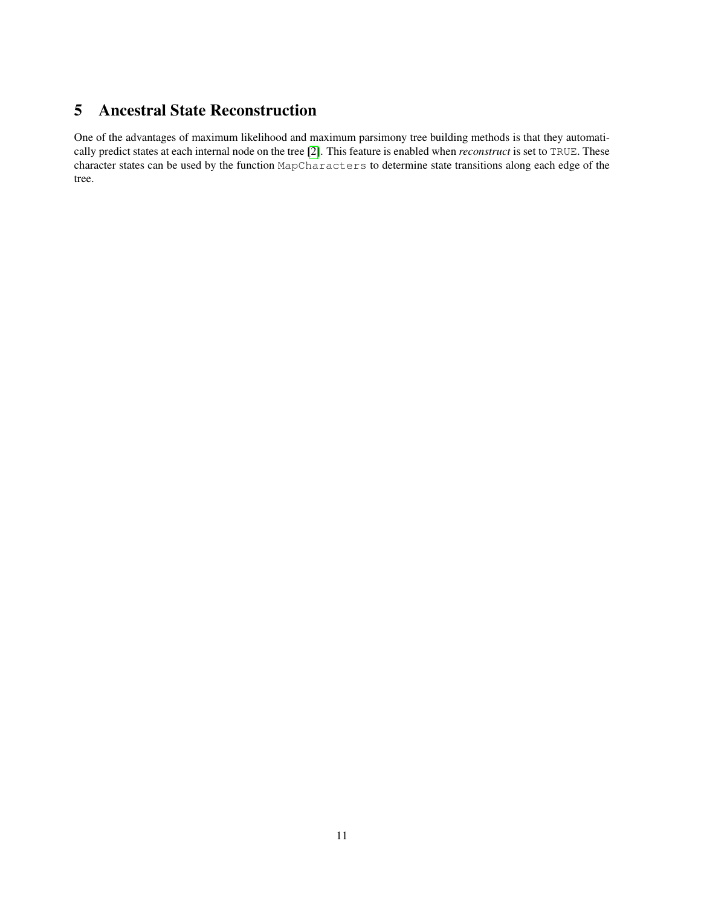# 5 Ancestral State Reconstruction

One of the advantages of maximum likelihood and maximum parsimony tree building methods is that they automatically predict states at each internal node on the tree [2]. This feature is enabled when ***reconstruct*** is set to `TRUE`. These character states can be used by the function `MapCharacters` to determine state transitions along each edge of the tree.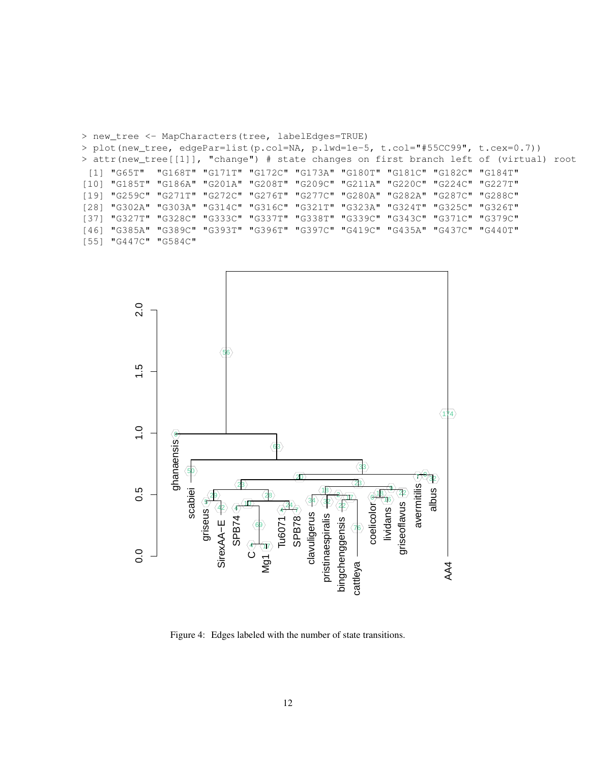```
> new_tree <- MapCharacters(tree, labelEdges=TRUE)
> plot(new_tree, edgePar=list(p.col=NA, p.lwd=1e-5, t.col="#55CC99", t.cex=0.7))
> attr(new_tree[[1]], "change") # state changes on first branch left of (virtual) root
 [1] "G65T"  "G168T" "G171T" "G172C" "G173A" "G180T" "G181C" "G182C" "G184T"
[10] "G185T" "G186A" "G201A" "G208T" "G209C" "G211A" "G220C" "G224C" "G227T"
[19] "G259C" "G271T" "G272C" "G276T" "G277C" "G280A" "G282A" "G287C" "G288C"
[28] "G302A" "G303A" "G314C" "G316C" "G321T" "G323A" "G324T" "G325C" "G326T"
[37] "G327T" "G328C" "G333C" "G337T" "G338T" "G339C" "G343C" "G371C" "G379C"
[46] "G385A" "G389C" "G393T" "G396T" "G397C" "G419C" "G435A" "G437C" "G440T"
[55] "G447C" "G584C"
```

Figure 4: Edges labeled with the number of state transitions.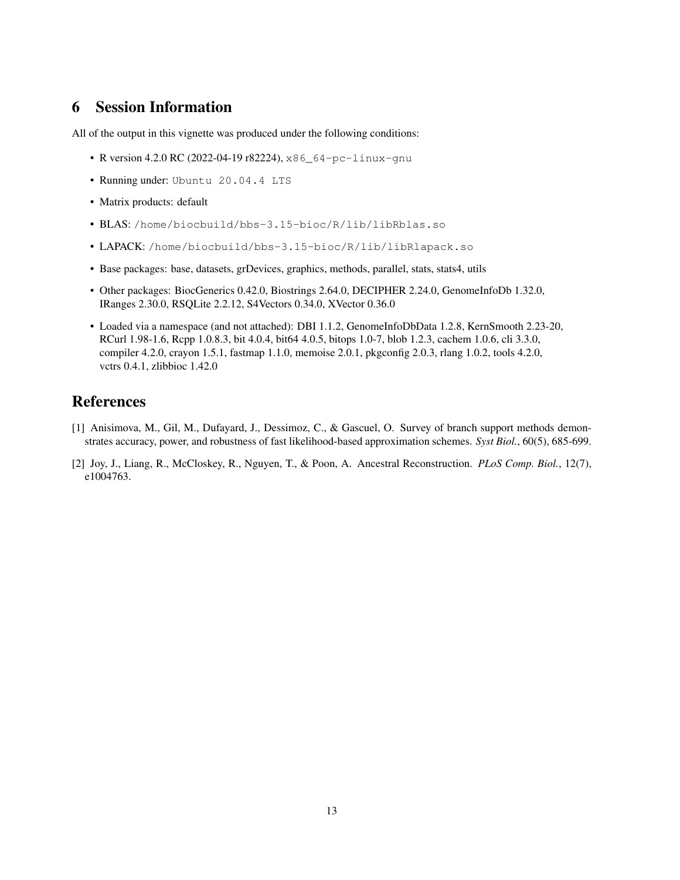## 6 Session Information

All of the output in this vignette was produced under the following conditions:

- R version 4.2.0 RC (2022-04-19 r82224), `x86_64-pc-linux-gnu`
- Running under: `Ubuntu 20.04.4 LTS`
- Matrix products: default
- BLAS: `/home/biocbuild/bbs-3.15-bioc/R/lib/libRblas.so`
- LAPACK: `/home/biocbuild/bbs-3.15-bioc/R/lib/libRlapack.so`
- Base packages: base, datasets, grDevices, graphics, methods, parallel, stats, stats4, utils
- Other packages: BiocGenerics 0.42.0, Biostrings 2.64.0, DECIPHER 2.24.0, GenomeInfoDb 1.32.0, IRanges 2.30.0, RSQLite 2.2.12, S4Vectors 0.34.0, XVector 0.36.0
- Loaded via a namespace (and not attached): DBI 1.1.2, GenomeInfoDbData 1.2.8, KernSmooth 2.23-20, RCurl 1.98-1.6, Rcpp 1.0.8.3, bit 4.0.4, bit64 4.0.5, bitops 1.0-7, blob 1.2.3, cachem 1.0.6, cli 3.3.0, compiler 4.2.0, crayon 1.5.1, fastmap 1.1.0, memoise 2.0.1, pkgconfig 2.0.3, rlang 1.0.2, tools 4.2.0, vctrs 0.4.1, zlibbioc 1.42.0

## References

[1] Anisimova, M., Gil, M., Dufayard, J., Dessimoz, C., & Gascuel, O. Survey of branch support methods demonstrates accuracy, power, and robustness of fast likelihood-based approximation schemes. *Syst Biol.*, 60(5), 685-699.

[2] Joy, J., Liang, R., McCloskey, R., Nguyen, T., & Poon, A. Ancestral Reconstruction. *PLoS Comp. Biol.*, 12(7), e1004763.